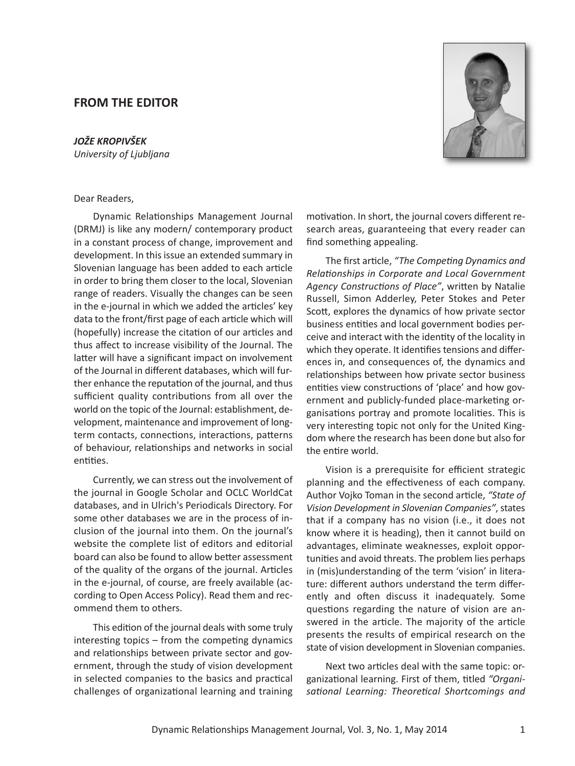## FROM THE EDITOR

***JOŽE KROPIVŠEK***
*University of Ljubljana*

Dear Readers,

Dynamic Relationships Management Journal (DRMJ) is like any modern/ contemporary product in a constant process of change, improvement and development. In this issue an extended summary in Slovenian language has been added to each article in order to bring them closer to the local, Slovenian range of readers. Visually the changes can be seen in the e-journal in which we added the articles' key data to the front/first page of each article which will (hopefully) increase the citation of our articles and thus affect to increase visibility of the Journal. The latter will have a significant impact on involvement of the Journal in different databases, which will further enhance the reputation of the journal, and thus sufficient quality contributions from all over the world on the topic of the Journal: establishment, development, maintenance and improvement of long-term contacts, connections, interactions, patterns of behaviour, relationships and networks in social entities.

Currently, we can stress out the involvement of the journal in Google Scholar and OCLC WorldCat databases, and in Ulrich's Periodicals Directory. For some other databases we are in the process of inclusion of the journal into them. On the journal's website the complete list of editors and editorial board can also be found to allow better assessment of the quality of the organs of the journal. Articles in the e-journal, of course, are freely available (according to Open Access Policy). Read them and recommend them to others.

This edition of the journal deals with some truly interesting topics – from the competing dynamics and relationships between private sector and government, through the study of vision development in selected companies to the basics and practical challenges of organizational learning and training motivation. In short, the journal covers different research areas, guaranteeing that every reader can find something appealing.

The first article, *"The Competing Dynamics and Relationships in Corporate and Local Government Agency Constructions of Place"*, written by Natalie Russell, Simon Adderley, Peter Stokes and Peter Scott, explores the dynamics of how private sector business entities and local government bodies perceive and interact with the identity of the locality in which they operate. It identifies tensions and differences in, and consequences of, the dynamics and relationships between how private sector business entities view constructions of 'place' and how government and publicly-funded place-marketing organisations portray and promote localities. This is very interesting topic not only for the United Kingdom where the research has been done but also for the entire world.

Vision is a prerequisite for efficient strategic planning and the effectiveness of each company. Author Vojko Toman in the second article, *"State of Vision Development in Slovenian Companies"*, states that if a company has no vision (i.e., it does not know where it is heading), then it cannot build on advantages, eliminate weaknesses, exploit opportunities and avoid threats. The problem lies perhaps in (mis)understanding of the term 'vision' in literature: different authors understand the term differently and often discuss it inadequately. Some questions regarding the nature of vision are answered in the article. The majority of the article presents the results of empirical research on the state of vision development in Slovenian companies.

Next two articles deal with the same topic: organizational learning. First of them, titled *"Organisational Learning: Theoretical Shortcomings and*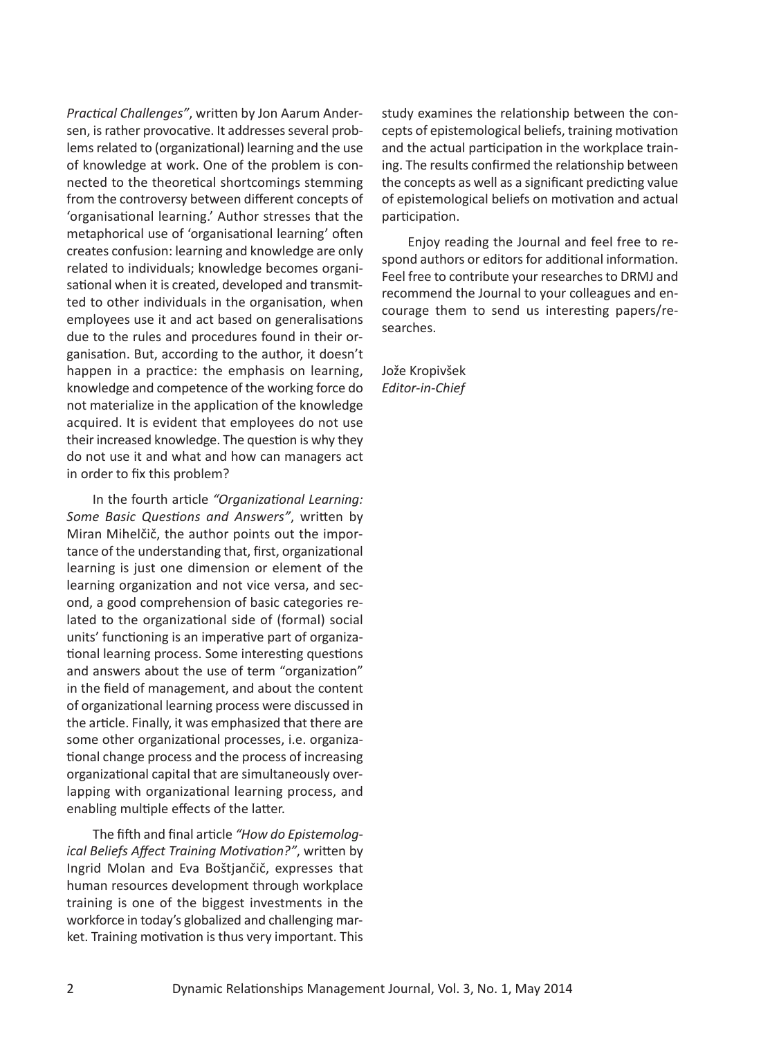*Practical Challenges"*, written by Jon Aarum Andersen, is rather provocative. It addresses several problems related to (organizational) learning and the use of knowledge at work. One of the problem is connected to the theoretical shortcomings stemming from the controversy between different concepts of 'organisational learning.' Author stresses that the metaphorical use of 'organisational learning' often creates confusion: learning and knowledge are only related to individuals; knowledge becomes organisational when it is created, developed and transmitted to other individuals in the organisation, when employees use it and act based on generalisations due to the rules and procedures found in their organisation. But, according to the author, it doesn't happen in a practice: the emphasis on learning, knowledge and competence of the working force do not materialize in the application of the knowledge acquired. It is evident that employees do not use their increased knowledge. The question is why they do not use it and what and how can managers act in order to fix this problem?

In the fourth article *"Organizational Learning: Some Basic Questions and Answers"*, written by Miran Mihelčič, the author points out the importance of the understanding that, first, organizational learning is just one dimension or element of the learning organization and not vice versa, and second, a good comprehension of basic categories related to the organizational side of (formal) social units' functioning is an imperative part of organizational learning process. Some interesting questions and answers about the use of term "organization" in the field of management, and about the content of organizational learning process were discussed in the article. Finally, it was emphasized that there are some other organizational processes, i.e. organizational change process and the process of increasing organizational capital that are simultaneously overlapping with organizational learning process, and enabling multiple effects of the latter.

The fifth and final article *"How do Epistemological Beliefs Affect Training Motivation?"*, written by Ingrid Molan and Eva Boštjančič, expresses that human resources development through workplace training is one of the biggest investments in the workforce in today's globalized and challenging market. Training motivation is thus very important. This study examines the relationship between the concepts of epistemological beliefs, training motivation and the actual participation in the workplace training. The results confirmed the relationship between the concepts as well as a significant predicting value of epistemological beliefs on motivation and actual participation.

Enjoy reading the Journal and feel free to respond authors or editors for additional information. Feel free to contribute your researches to DRMJ and recommend the Journal to your colleagues and encourage them to send us interesting papers/researches.

Jože Kropivšek
*Editor-in-Chief*